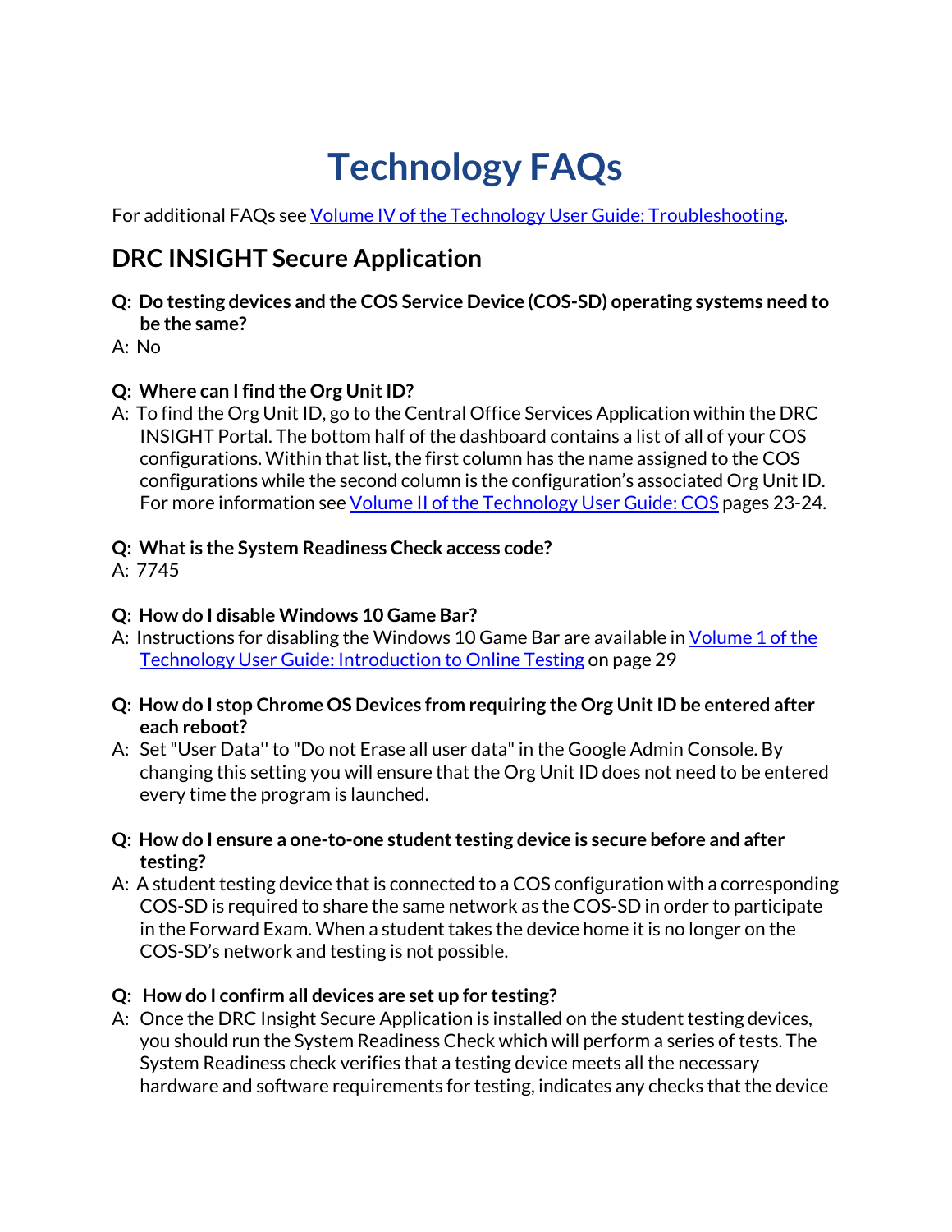# Technology FAQs

For additional FAQs see [Volume IV of the Technology User Guide: Troubleshooting](#).

## DRC INSIGHT Secure Application

**Q: Do testing devices and the COS Service Device (COS-SD) operating systems need to be the same?**

A: No

**Q: Where can I find the Org Unit ID?**

A: To find the Org Unit ID, go to the Central Office Services Application within the DRC INSIGHT Portal. The bottom half of the dashboard contains a list of all of your COS configurations. Within that list, the first column has the name assigned to the COS configurations while the second column is the configuration's associated Org Unit ID. For more information see [Volume II of the Technology User Guide: COS](#) pages 23-24.

**Q: What is the System Readiness Check access code?**

A: 7745

**Q: How do I disable Windows 10 Game Bar?**

A: Instructions for disabling the Windows 10 Game Bar are available in [Volume 1 of the Technology User Guide: Introduction to Online Testing](#) on page 29

**Q: How do I stop Chrome OS Devices from requiring the Org Unit ID be entered after each reboot?**

A: Set "User Data'' to "Do not Erase all user data" in the Google Admin Console. By changing this setting you will ensure that the Org Unit ID does not need to be entered every time the program is launched.

**Q: How do I ensure a one-to-one student testing device is secure before and after testing?**

A: A student testing device that is connected to a COS configuration with a corresponding COS-SD is required to share the same network as the COS-SD in order to participate in the Forward Exam. When a student takes the device home it is no longer on the COS-SD's network and testing is not possible.

**Q: How do I confirm all devices are set up for testing?**

A: Once the DRC Insight Secure Application is installed on the student testing devices, you should run the System Readiness Check which will perform a series of tests. The System Readiness check verifies that a testing device meets all the necessary hardware and software requirements for testing, indicates any checks that the device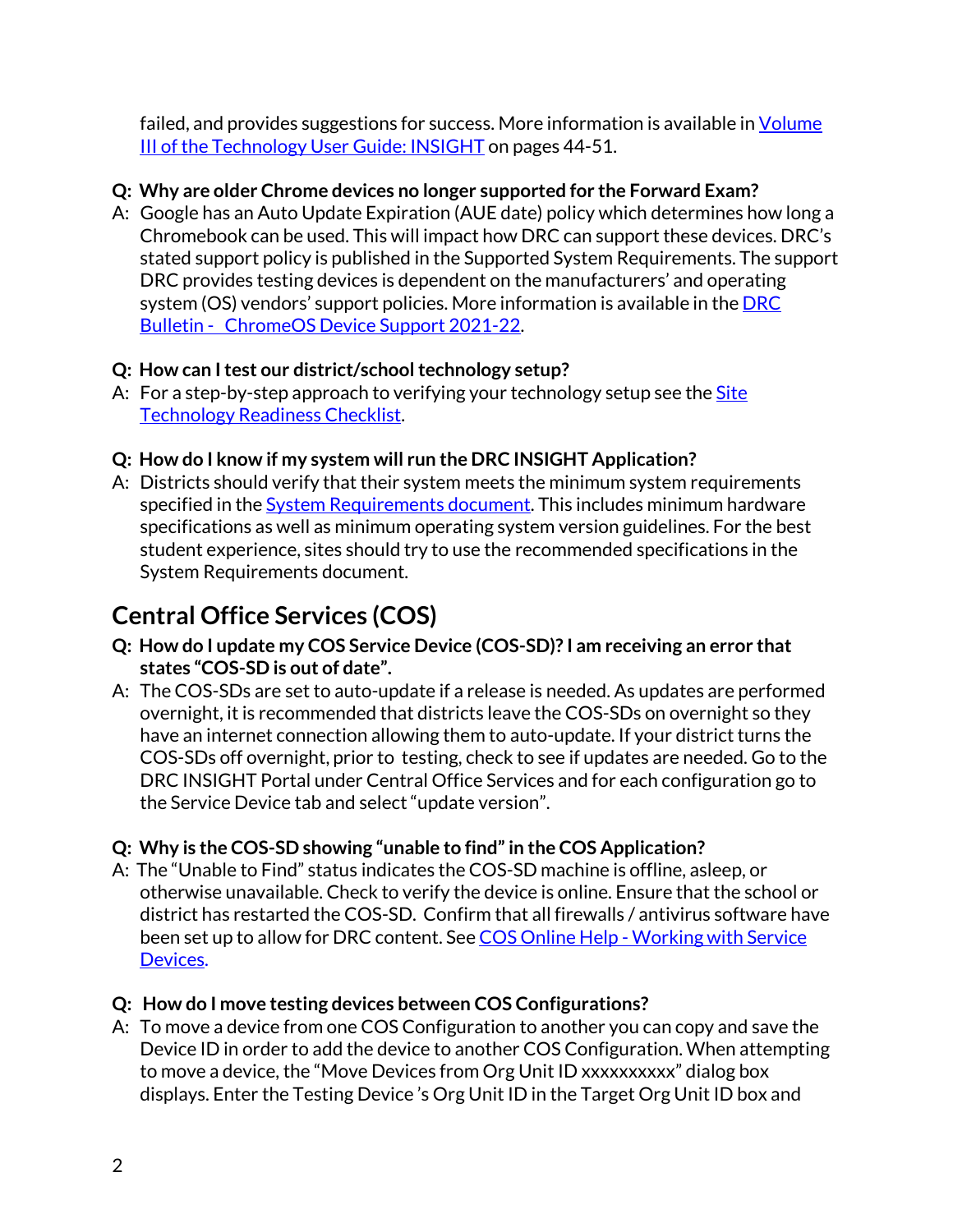failed, and provides suggestions for success. More information is available in Volume III of the Technology User Guide: INSIGHT on pages 44-51.

**Q: Why are older Chrome devices no longer supported for the Forward Exam?**

A: Google has an Auto Update Expiration (AUE date) policy which determines how long a Chromebook can be used. This will impact how DRC can support these devices. DRC's stated support policy is published in the Supported System Requirements. The support DRC provides testing devices is dependent on the manufacturers' and operating system (OS) vendors' support policies. More information is available in the DRC Bulletin - ChromeOS Device Support 2021-22.

**Q: How can I test our district/school technology setup?**

A: For a step-by-step approach to verifying your technology setup see the Site Technology Readiness Checklist.

**Q: How do I know if my system will run the DRC INSIGHT Application?**

A: Districts should verify that their system meets the minimum system requirements specified in the System Requirements document. This includes minimum hardware specifications as well as minimum operating system version guidelines. For the best student experience, sites should try to use the recommended specifications in the System Requirements document.

## Central Office Services (COS)

**Q: How do I update my COS Service Device (COS-SD)? I am receiving an error that states "COS-SD is out of date".**

A: The COS-SDs are set to auto-update if a release is needed. As updates are performed overnight, it is recommended that districts leave the COS-SDs on overnight so they have an internet connection allowing them to auto-update. If your district turns the COS-SDs off overnight, prior to testing, check to see if updates are needed. Go to the DRC INSIGHT Portal under Central Office Services and for each configuration go to the Service Device tab and select "update version".

**Q: Why is the COS-SD showing "unable to find" in the COS Application?**

A: The "Unable to Find" status indicates the COS-SD machine is offline, asleep, or otherwise unavailable. Check to verify the device is online. Ensure that the school or district has restarted the COS-SD. Confirm that all firewalls / antivirus software have been set up to allow for DRC content. See COS Online Help - Working with Service Devices.

**Q: How do I move testing devices between COS Configurations?**

A: To move a device from one COS Configuration to another you can copy and save the Device ID in order to add the device to another COS Configuration. When attempting to move a device, the "Move Devices from Org Unit ID xxxxxxxxxx" dialog box displays. Enter the Testing Device 's Org Unit ID in the Target Org Unit ID box and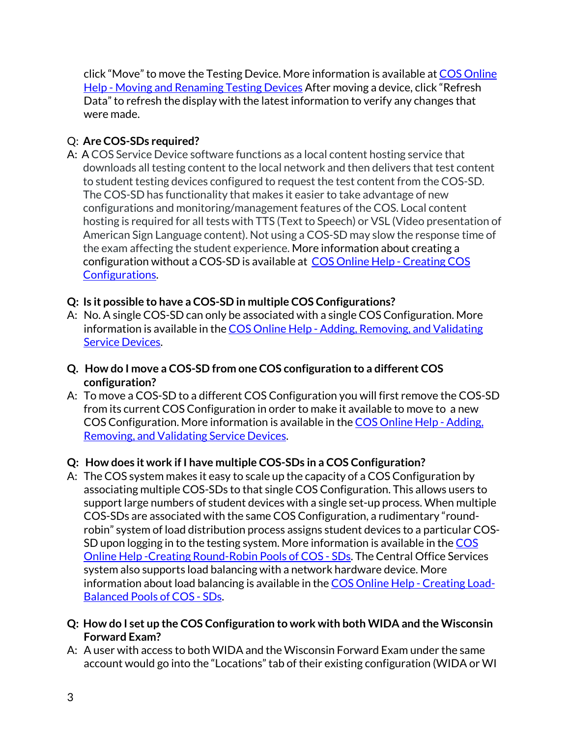click “Move” to move the Testing Device. More information is available at [COS Online Help - Moving and Renaming Testing Devices]() After moving a device, click “Refresh Data” to refresh the display with the latest information to verify any changes that were made.

Q: **Are COS-SDs required?**

A: A COS Service Device software functions as a local content hosting service that downloads all testing content to the local network and then delivers that test content to student testing devices configured to request the test content from the COS-SD. The COS-SD has functionality that makes it easier to take advantage of new configurations and monitoring/management features of the COS. Local content hosting is required for all tests with TTS (Text to Speech) or VSL (Video presentation of American Sign Language content). Not using a COS-SD may slow the response time of the exam affecting the student experience. More information about creating a configuration without a COS-SD is available at [COS Online Help - Creating COS Configurations]().

**Q: Is it possible to have a COS-SD in multiple COS Configurations?**

A: No. A single COS-SD can only be associated with a single COS Configuration. More information is available in the [COS Online Help - Adding, Removing, and Validating Service Devices]().

**Q. How do I move a COS-SD from one COS configuration to a different COS configuration?**

A: To move a COS-SD to a different COS Configuration you will first remove the COS-SD from its current COS Configuration in order to make it available to move to a new COS Configuration. More information is available in the [COS Online Help - Adding, Removing, and Validating Service Devices]().

**Q: How does it work if I have multiple COS-SDs in a COS Configuration?**

A: The COS system makes it easy to scale up the capacity of a COS Configuration by associating multiple COS-SDs to that single COS Configuration. This allows users to support large numbers of student devices with a single set-up process. When multiple COS-SDs are associated with the same COS Configuration, a rudimentary “round-robin” system of load distribution process assigns student devices to a particular COS-SD upon logging in to the testing system. More information is available in the [COS Online Help -Creating Round-Robin Pools of COS - SDs](). The Central Office Services system also supports load balancing with a network hardware device. More information about load balancing is available in the [COS Online Help - Creating Load-Balanced Pools of COS - SDs]().

**Q: How do I set up the COS Configuration to work with both WIDA and the Wisconsin Forward Exam?**

A: A user with access to both WIDA and the Wisconsin Forward Exam under the same account would go into the “Locations” tab of their existing configuration (WIDA or WI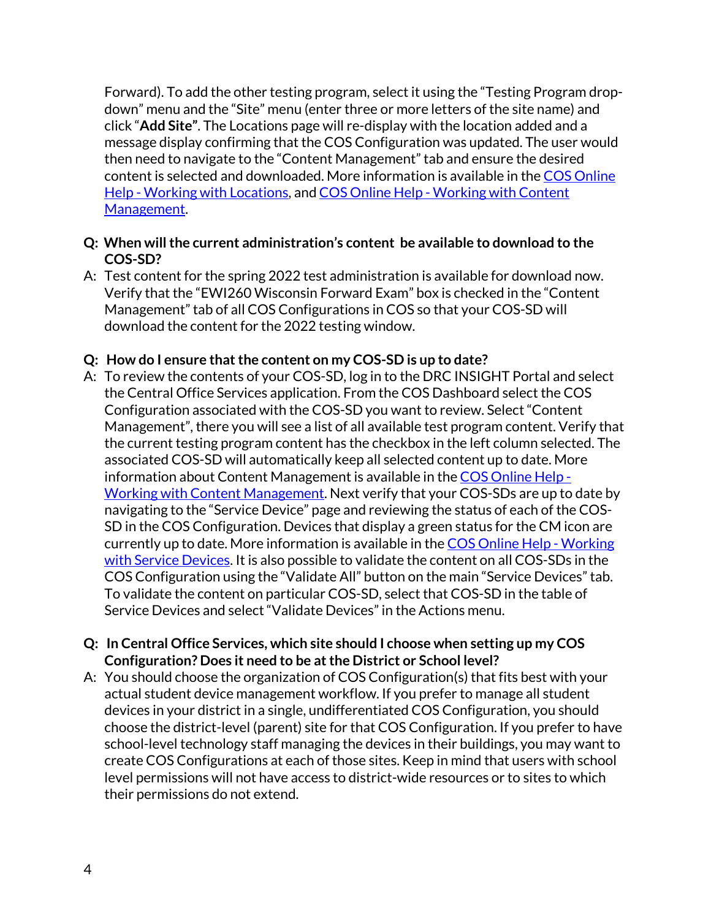Forward). To add the other testing program, select it using the "Testing Program drop-down" menu and the "Site" menu (enter three or more letters of the site name) and click "**Add Site"**. The Locations page will re-display with the location added and a message display confirming that the COS Configuration was updated. The user would then need to navigate to the "Content Management" tab and ensure the desired content is selected and downloaded. More information is available in the COS Online Help - Working with Locations, and COS Online Help - Working with Content Management.

**Q: When will the current administration's content be available to download to the COS-SD?**

A: Test content for the spring 2022 test administration is available for download now. Verify that the "EWI260 Wisconsin Forward Exam" box is checked in the "Content Management" tab of all COS Configurations in COS so that your COS-SD will download the content for the 2022 testing window.

**Q: How do I ensure that the content on my COS-SD is up to date?**

A: To review the contents of your COS-SD, log in to the DRC INSIGHT Portal and select the Central Office Services application. From the COS Dashboard select the COS Configuration associated with the COS-SD you want to review. Select "Content Management", there you will see a list of all available test program content. Verify that the current testing program content has the checkbox in the left column selected. The associated COS-SD will automatically keep all selected content up to date. More information about Content Management is available in the COS Online Help - Working with Content Management. Next verify that your COS-SDs are up to date by navigating to the "Service Device" page and reviewing the status of each of the COS-SD in the COS Configuration. Devices that display a green status for the CM icon are currently up to date. More information is available in the COS Online Help - Working with Service Devices. It is also possible to validate the content on all COS-SDs in the COS Configuration using the "Validate All" button on the main "Service Devices" tab. To validate the content on particular COS-SD, select that COS-SD in the table of Service Devices and select "Validate Devices" in the Actions menu.

**Q: In Central Office Services, which site should I choose when setting up my COS Configuration? Does it need to be at the District or School level?**

A: You should choose the organization of COS Configuration(s) that fits best with your actual student device management workflow. If you prefer to manage all student devices in your district in a single, undifferentiated COS Configuration, you should choose the district-level (parent) site for that COS Configuration. If you prefer to have school-level technology staff managing the devices in their buildings, you may want to create COS Configurations at each of those sites. Keep in mind that users with school level permissions will not have access to district-wide resources or to sites to which their permissions do not extend.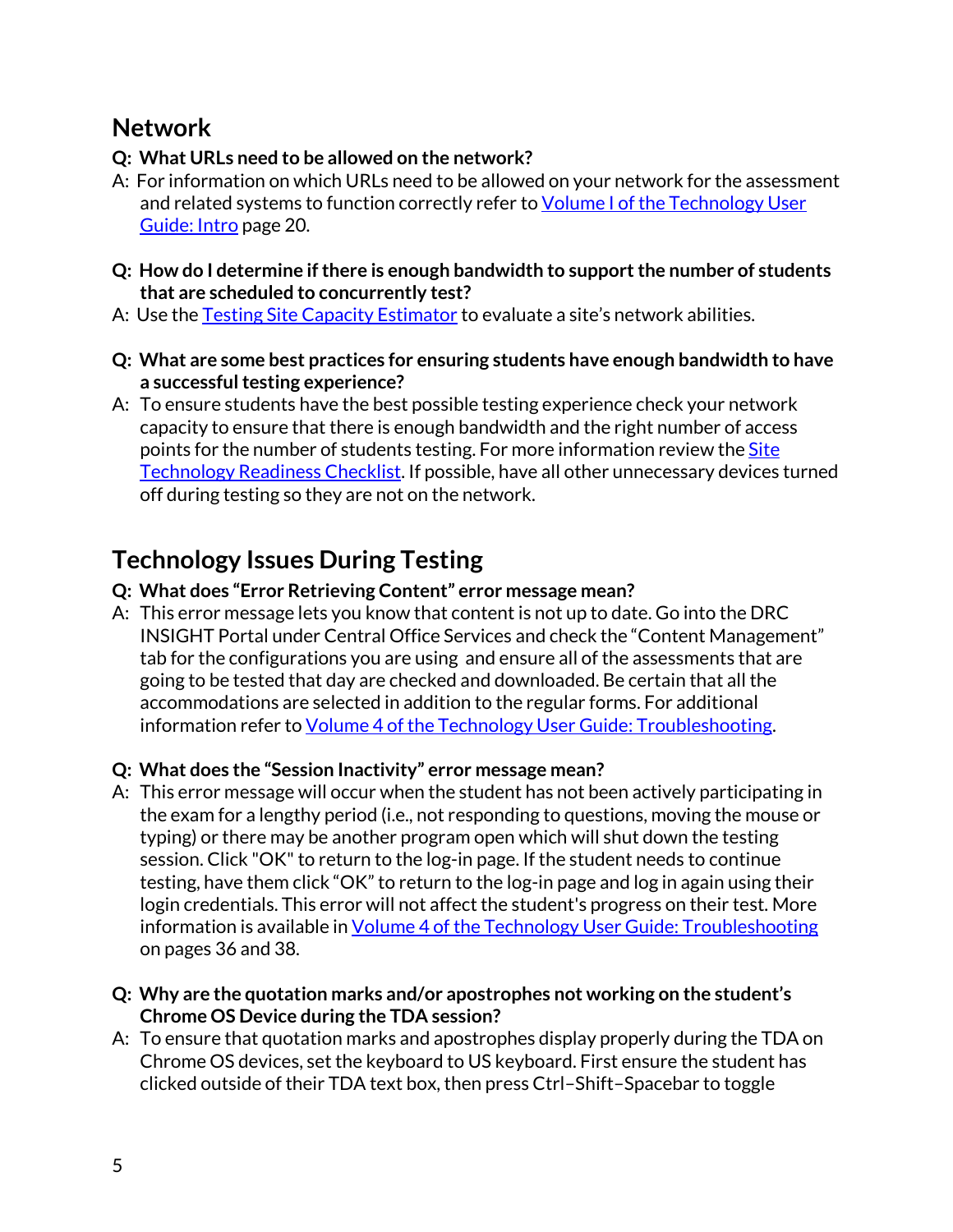## Network

**Q: What URLs need to be allowed on the network?**

A: For information on which URLs need to be allowed on your network for the assessment and related systems to function correctly refer to Volume I of the Technology User Guide: Intro page 20.

**Q: How do I determine if there is enough bandwidth to support the number of students that are scheduled to concurrently test?**

A: Use the Testing Site Capacity Estimator to evaluate a site's network abilities.

**Q: What are some best practices for ensuring students have enough bandwidth to have a successful testing experience?**

A: To ensure students have the best possible testing experience check your network capacity to ensure that there is enough bandwidth and the right number of access points for the number of students testing. For more information review the Site Technology Readiness Checklist. If possible, have all other unnecessary devices turned off during testing so they are not on the network.

## Technology Issues During Testing

**Q: What does "Error Retrieving Content" error message mean?**

A: This error message lets you know that content is not up to date. Go into the DRC INSIGHT Portal under Central Office Services and check the "Content Management" tab for the configurations you are using and ensure all of the assessments that are going to be tested that day are checked and downloaded. Be certain that all the accommodations are selected in addition to the regular forms. For additional information refer to Volume 4 of the Technology User Guide: Troubleshooting.

**Q: What does the "Session Inactivity" error message mean?**

A: This error message will occur when the student has not been actively participating in the exam for a lengthy period (i.e., not responding to questions, moving the mouse or typing) or there may be another program open which will shut down the testing session. Click "OK" to return to the log-in page. If the student needs to continue testing, have them click "OK" to return to the log-in page and log in again using their login credentials. This error will not affect the student's progress on their test. More information is available in Volume 4 of the Technology User Guide: Troubleshooting on pages 36 and 38.

**Q: Why are the quotation marks and/or apostrophes not working on the student's Chrome OS Device during the TDA session?**

A: To ensure that quotation marks and apostrophes display properly during the TDA on Chrome OS devices, set the keyboard to US keyboard. First ensure the student has clicked outside of their TDA text box, then press Ctrl–Shift–Spacebar to toggle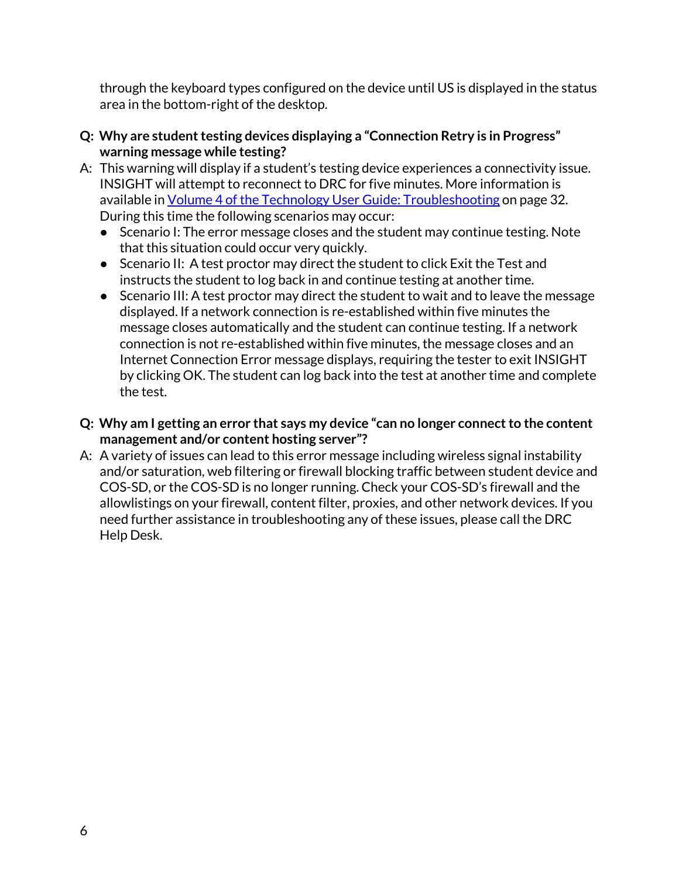through the keyboard types configured on the device until US is displayed in the status area in the bottom-right of the desktop.

**Q: Why are student testing devices displaying a "Connection Retry is in Progress" warning message while testing?**

A: This warning will display if a student's testing device experiences a connectivity issue. INSIGHT will attempt to reconnect to DRC for five minutes. More information is available in Volume 4 of the Technology User Guide: Troubleshooting on page 32. During this time the following scenarios may occur:

- Scenario I: The error message closes and the student may continue testing. Note that this situation could occur very quickly.
- Scenario II: A test proctor may direct the student to click Exit the Test and instructs the student to log back in and continue testing at another time.
- Scenario III: A test proctor may direct the student to wait and to leave the message displayed. If a network connection is re-established within five minutes the message closes automatically and the student can continue testing. If a network connection is not re-established within five minutes, the message closes and an Internet Connection Error message displays, requiring the tester to exit INSIGHT by clicking OK. The student can log back into the test at another time and complete the test.

**Q: Why am I getting an error that says my device "can no longer connect to the content management and/or content hosting server"?**

A: A variety of issues can lead to this error message including wireless signal instability and/or saturation, web filtering or firewall blocking traffic between student device and COS-SD, or the COS-SD is no longer running. Check your COS-SD's firewall and the allowlistings on your firewall, content filter, proxies, and other network devices. If you need further assistance in troubleshooting any of these issues, please call the DRC Help Desk.